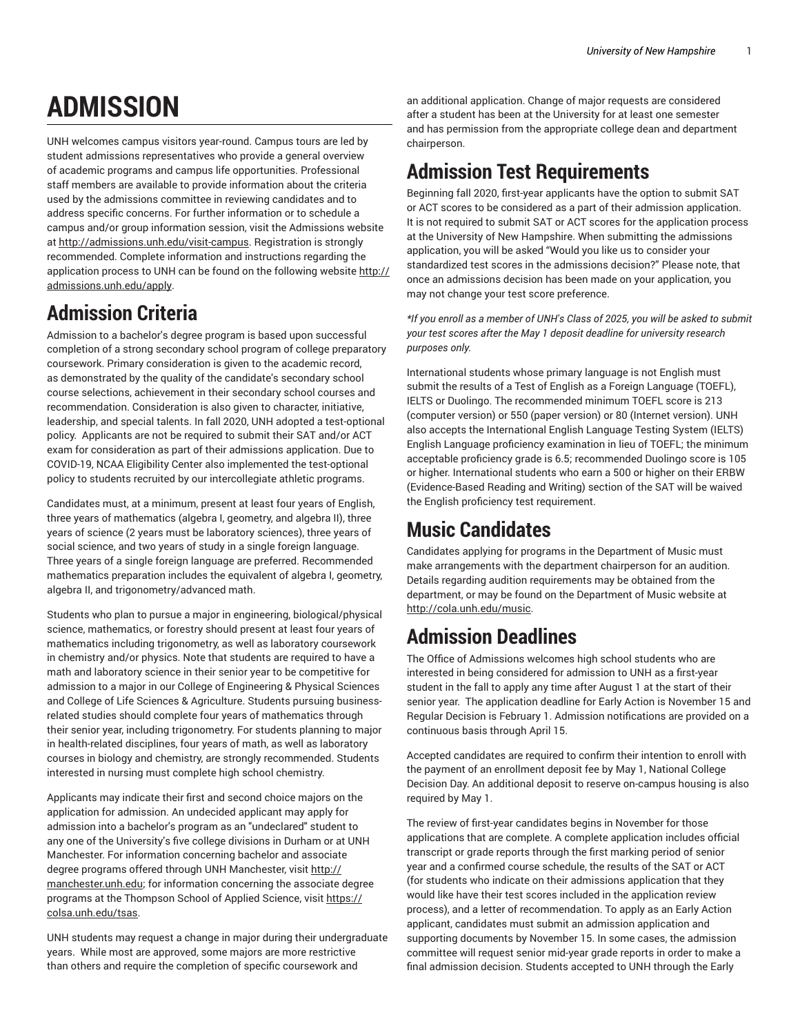# ADMISSION

UNH welcomes campus visitors year-round. Campus tours are led by student admissions representatives who provide a general overview of academic programs and campus life opportunities. Professional staff members are available to provide information about the criteria used by the admissions committee in reviewing candidates and to address specific concerns. For further information or to schedule a campus and/or group information session, visit the Admissions website at http://admissions.unh.edu/visit-campus. Registration is strongly recommended. Complete information and instructions regarding the application process to UNH can be found on the following website http://admissions.unh.edu/apply.

## Admission Criteria

Admission to a bachelor's degree program is based upon successful completion of a strong secondary school program of college preparatory coursework. Primary consideration is given to the academic record, as demonstrated by the quality of the candidate's secondary school course selections, achievement in their secondary school courses and recommendation. Consideration is also given to character, initiative, leadership, and special talents. In fall 2020, UNH adopted a test-optional policy. Applicants are not be required to submit their SAT and/or ACT exam for consideration as part of their admissions application. Due to COVID-19, NCAA Eligibility Center also implemented the test-optional policy to students recruited by our intercollegiate athletic programs.

Candidates must, at a minimum, present at least four years of English, three years of mathematics (algebra I, geometry, and algebra II), three years of science (2 years must be laboratory sciences), three years of social science, and two years of study in a single foreign language. Three years of a single foreign language are preferred. Recommended mathematics preparation includes the equivalent of algebra I, geometry, algebra II, and trigonometry/advanced math.

Students who plan to pursue a major in engineering, biological/physical science, mathematics, or forestry should present at least four years of mathematics including trigonometry, as well as laboratory coursework in chemistry and/or physics. Note that students are required to have a math and laboratory science in their senior year to be competitive for admission to a major in our College of Engineering & Physical Sciences and College of Life Sciences & Agriculture. Students pursuing business-related studies should complete four years of mathematics through their senior year, including trigonometry. For students planning to major in health-related disciplines, four years of math, as well as laboratory courses in biology and chemistry, are strongly recommended. Students interested in nursing must complete high school chemistry.

Applicants may indicate their first and second choice majors on the application for admission. An undecided applicant may apply for admission into a bachelor's program as an "undeclared" student to any one of the University's five college divisions in Durham or at UNH Manchester. For information concerning bachelor and associate degree programs offered through UNH Manchester, visit http://manchester.unh.edu; for information concerning the associate degree programs at the Thompson School of Applied Science, visit https://colsa.unh.edu/tsas.

UNH students may request a change in major during their undergraduate years. While most are approved, some majors are more restrictive than others and require the completion of specific coursework and an additional application. Change of major requests are considered after a student has been at the University for at least one semester and has permission from the appropriate college dean and department chairperson.

## Admission Test Requirements

Beginning fall 2020, first-year applicants have the option to submit SAT or ACT scores to be considered as a part of their admission application. It is not required to submit SAT or ACT scores for the application process at the University of New Hampshire. When submitting the admissions application, you will be asked "Would you like us to consider your standardized test scores in the admissions decision?" Please note, that once an admissions decision has been made on your application, you may not change your test score preference.

*\*If you enroll as a member of UNH's Class of 2025, you will be asked to submit your test scores after the May 1 deposit deadline for university research purposes only.*

International students whose primary language is not English must submit the results of a Test of English as a Foreign Language (TOEFL), IELTS or Duolingo. The recommended minimum TOEFL score is 213 (computer version) or 550 (paper version) or 80 (Internet version). UNH also accepts the International English Language Testing System (IELTS) English Language proficiency examination in lieu of TOEFL; the minimum acceptable proficiency grade is 6.5; recommended Duolingo score is 105 or higher. International students who earn a 500 or higher on their ERBW (Evidence-Based Reading and Writing) section of the SAT will be waived the English proficiency test requirement.

## Music Candidates

Candidates applying for programs in the Department of Music must make arrangements with the department chairperson for an audition. Details regarding audition requirements may be obtained from the department, or may be found on the Department of Music website at http://cola.unh.edu/music.

## Admission Deadlines

The Office of Admissions welcomes high school students who are interested in being considered for admission to UNH as a first-year student in the fall to apply any time after August 1 at the start of their senior year. The application deadline for Early Action is November 15 and Regular Decision is February 1. Admission notifications are provided on a continuous basis through April 15.

Accepted candidates are required to confirm their intention to enroll with the payment of an enrollment deposit fee by May 1, National College Decision Day. An additional deposit to reserve on-campus housing is also required by May 1.

The review of first-year candidates begins in November for those applications that are complete. A complete application includes official transcript or grade reports through the first marking period of senior year and a confirmed course schedule, the results of the SAT or ACT (for students who indicate on their admissions application that they would like have their test scores included in the application review process), and a letter of recommendation. To apply as an Early Action applicant, candidates must submit an admission application and supporting documents by November 15. In some cases, the admission committee will request senior mid-year grade reports in order to make a final admission decision. Students accepted to UNH through the Early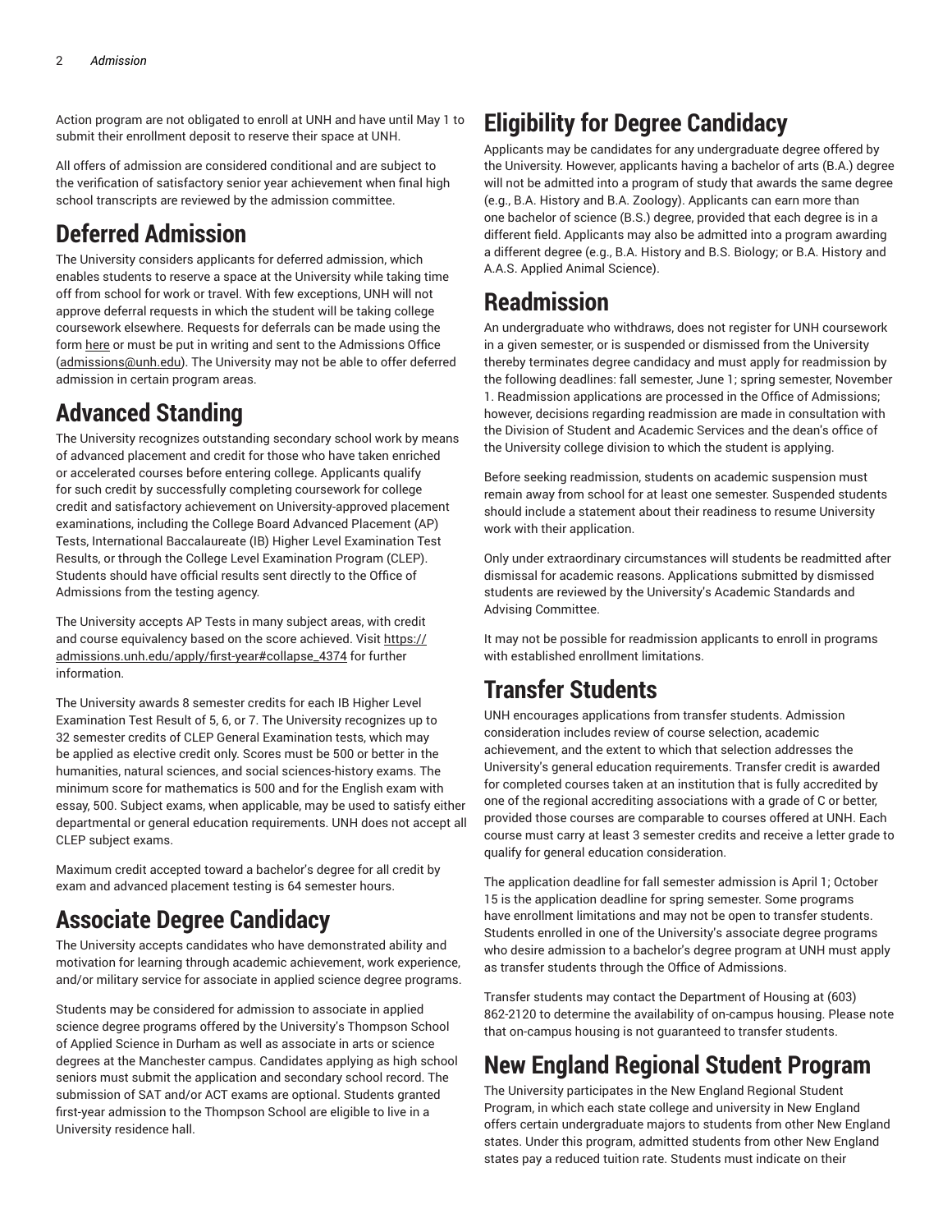Action program are not obligated to enroll at UNH and have until May 1 to submit their enrollment deposit to reserve their space at UNH.

All offers of admission are considered conditional and are subject to the verification of satisfactory senior year achievement when final high school transcripts are reviewed by the admission committee.

# Deferred Admission

The University considers applicants for deferred admission, which enables students to reserve a space at the University while taking time off from school for work or travel. With few exceptions, UNH will not approve deferral requests in which the student will be taking college coursework elsewhere. Requests for deferrals can be made using the form here or must be put in writing and sent to the Admissions Office (admissions@unh.edu). The University may not be able to offer deferred admission in certain program areas.

# Advanced Standing

The University recognizes outstanding secondary school work by means of advanced placement and credit for those who have taken enriched or accelerated courses before entering college. Applicants qualify for such credit by successfully completing coursework for college credit and satisfactory achievement on University-approved placement examinations, including the College Board Advanced Placement (AP) Tests, International Baccalaureate (IB) Higher Level Examination Test Results, or through the College Level Examination Program (CLEP). Students should have official results sent directly to the Office of Admissions from the testing agency.

The University accepts AP Tests in many subject areas, with credit and course equivalency based on the score achieved. Visit https://admissions.unh.edu/apply/first-year#collapse_4374 for further information.

The University awards 8 semester credits for each IB Higher Level Examination Test Result of 5, 6, or 7. The University recognizes up to 32 semester credits of CLEP General Examination tests, which may be applied as elective credit only. Scores must be 500 or better in the humanities, natural sciences, and social sciences-history exams. The minimum score for mathematics is 500 and for the English exam with essay, 500. Subject exams, when applicable, may be used to satisfy either departmental or general education requirements. UNH does not accept all CLEP subject exams.

Maximum credit accepted toward a bachelor's degree for all credit by exam and advanced placement testing is 64 semester hours.

# Associate Degree Candidacy

The University accepts candidates who have demonstrated ability and motivation for learning through academic achievement, work experience, and/or military service for associate in applied science degree programs.

Students may be considered for admission to associate in applied science degree programs offered by the University's Thompson School of Applied Science in Durham as well as associate in arts or science degrees at the Manchester campus. Candidates applying as high school seniors must submit the application and secondary school record. The submission of SAT and/or ACT exams are optional. Students granted first-year admission to the Thompson School are eligible to live in a University residence hall.

# Eligibility for Degree Candidacy

Applicants may be candidates for any undergraduate degree offered by the University. However, applicants having a bachelor of arts (B.A.) degree will not be admitted into a program of study that awards the same degree (e.g., B.A. History and B.A. Zoology). Applicants can earn more than one bachelor of science (B.S.) degree, provided that each degree is in a different field. Applicants may also be admitted into a program awarding a different degree (e.g., B.A. History and B.S. Biology; or B.A. History and A.A.S. Applied Animal Science).

# Readmission

An undergraduate who withdraws, does not register for UNH coursework in a given semester, or is suspended or dismissed from the University thereby terminates degree candidacy and must apply for readmission by the following deadlines: fall semester, June 1; spring semester, November 1. Readmission applications are processed in the Office of Admissions; however, decisions regarding readmission are made in consultation with the Division of Student and Academic Services and the dean's office of the University college division to which the student is applying.

Before seeking readmission, students on academic suspension must remain away from school for at least one semester. Suspended students should include a statement about their readiness to resume University work with their application.

Only under extraordinary circumstances will students be readmitted after dismissal for academic reasons. Applications submitted by dismissed students are reviewed by the University's Academic Standards and Advising Committee.

It may not be possible for readmission applicants to enroll in programs with established enrollment limitations.

# Transfer Students

UNH encourages applications from transfer students. Admission consideration includes review of course selection, academic achievement, and the extent to which that selection addresses the University's general education requirements. Transfer credit is awarded for completed courses taken at an institution that is fully accredited by one of the regional accrediting associations with a grade of C or better, provided those courses are comparable to courses offered at UNH. Each course must carry at least 3 semester credits and receive a letter grade to qualify for general education consideration.

The application deadline for fall semester admission is April 1; October 15 is the application deadline for spring semester. Some programs have enrollment limitations and may not be open to transfer students. Students enrolled in one of the University's associate degree programs who desire admission to a bachelor's degree program at UNH must apply as transfer students through the Office of Admissions.

Transfer students may contact the Department of Housing at (603) 862-2120 to determine the availability of on-campus housing. Please note that on-campus housing is not guaranteed to transfer students.

# New England Regional Student Program

The University participates in the New England Regional Student Program, in which each state college and university in New England offers certain undergraduate majors to students from other New England states. Under this program, admitted students from other New England states pay a reduced tuition rate. Students must indicate on their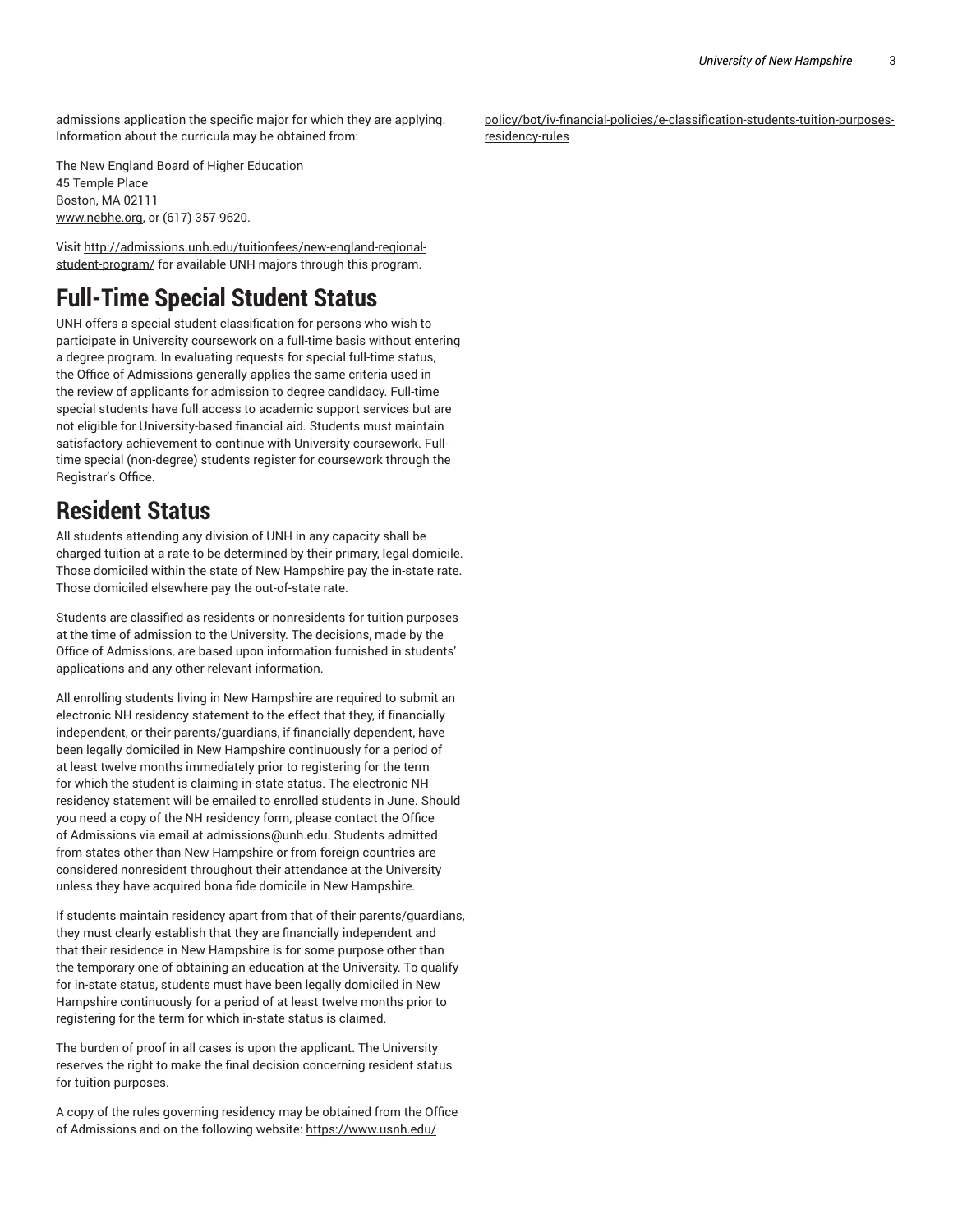admissions application the specific major for which they are applying. Information about the curricula may be obtained from:

The New England Board of Higher Education
45 Temple Place
Boston, MA 02111
www.nebhe.org, or (617) 357-9620.

Visit http://admissions.unh.edu/tuitionfees/new-england-regional-student-program/ for available UNH majors through this program.

# Full-Time Special Student Status

UNH offers a special student classification for persons who wish to participate in University coursework on a full-time basis without entering a degree program. In evaluating requests for special full-time status, the Office of Admissions generally applies the same criteria used in the review of applicants for admission to degree candidacy. Full-time special students have full access to academic support services but are not eligible for University-based financial aid. Students must maintain satisfactory achievement to continue with University coursework. Full-time special (non-degree) students register for coursework through the Registrar's Office.

# Resident Status

All students attending any division of UNH in any capacity shall be charged tuition at a rate to be determined by their primary, legal domicile. Those domiciled within the state of New Hampshire pay the in-state rate. Those domiciled elsewhere pay the out-of-state rate.

Students are classified as residents or nonresidents for tuition purposes at the time of admission to the University. The decisions, made by the Office of Admissions, are based upon information furnished in students' applications and any other relevant information.

All enrolling students living in New Hampshire are required to submit an electronic NH residency statement to the effect that they, if financially independent, or their parents/guardians, if financially dependent, have been legally domiciled in New Hampshire continuously for a period of at least twelve months immediately prior to registering for the term for which the student is claiming in-state status. The electronic NH residency statement will be emailed to enrolled students in June. Should you need a copy of the NH residency form, please contact the Office of Admissions via email at admissions@unh.edu. Students admitted from states other than New Hampshire or from foreign countries are considered nonresident throughout their attendance at the University unless they have acquired bona fide domicile in New Hampshire.

If students maintain residency apart from that of their parents/guardians, they must clearly establish that they are financially independent and that their residence in New Hampshire is for some purpose other than the temporary one of obtaining an education at the University. To qualify for in-state status, students must have been legally domiciled in New Hampshire continuously for a period of at least twelve months prior to registering for the term for which in-state status is claimed.

The burden of proof in all cases is upon the applicant. The University reserves the right to make the final decision concerning resident status for tuition purposes.

A copy of the rules governing residency may be obtained from the Office of Admissions and on the following website: https://www.usnh.edu/policy/bot/iv-financial-policies/e-classification-students-tuition-purposes-residency-rules